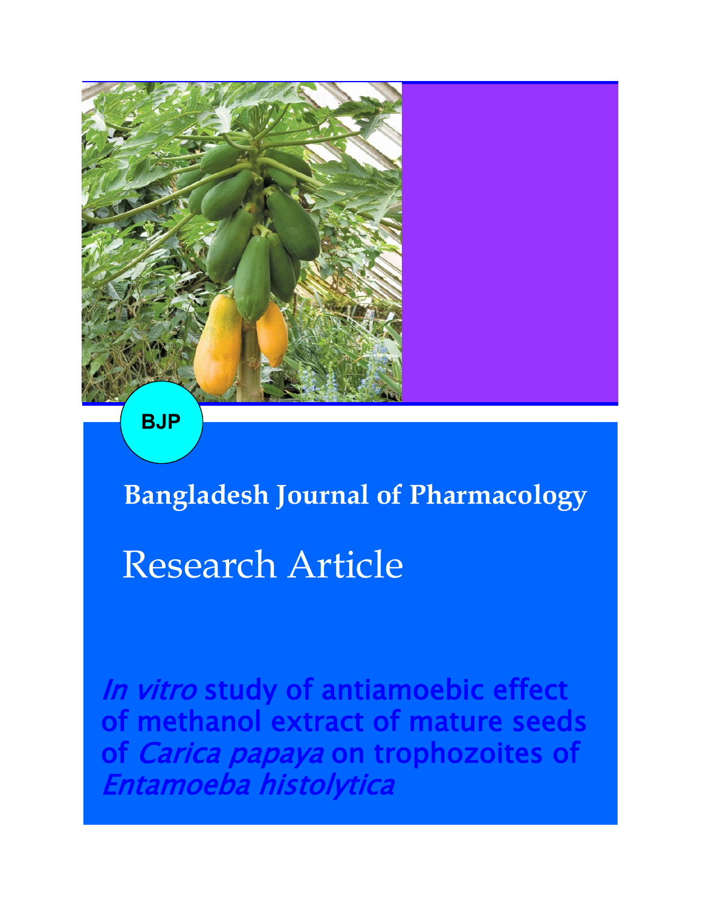BJP

**Bangladesh Journal of Pharmacology**

# Research Article

## *In vitro* study of antiamoebic effect of methanol extract of mature seeds of *Carica papaya* on trophozoites of *Entamoeba histolytica*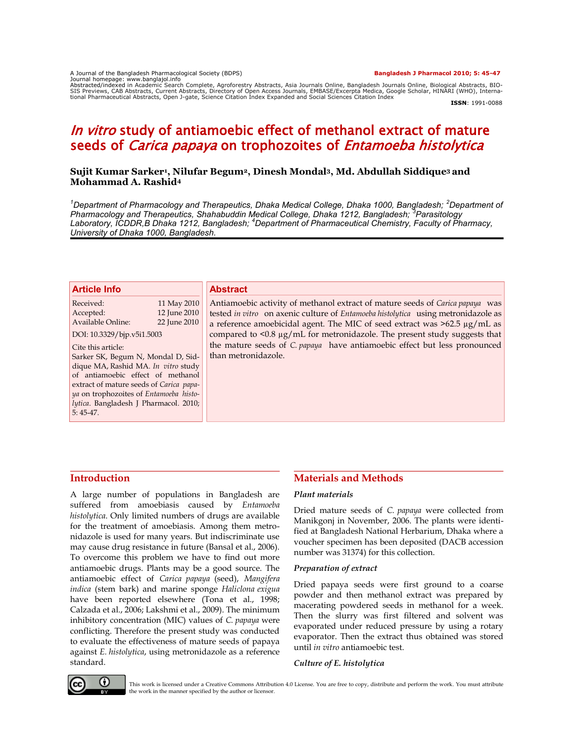# *In vitro* study of antiamoebic effect of methanol extract of mature seeds of *Carica papaya* on trophozoites of *Entamoeba histolytica*

**Sujit Kumar Sarker[1], Nilufar Begum[2], Dinesh Mondal[3], Md. Abdullah Siddique[3] and Mohammad A. Rashid[4]**

*[1]Department of Pharmacology and Therapeutics, Dhaka Medical College, Dhaka 1000, Bangladesh; [2]Department of Pharmacology and Therapeutics, Shahabuddin Medical College, Dhaka 1212, Bangladesh; [3]Parasitology Laboratory, ICDDR,B Dhaka 1212, Bangladesh; [4]Department of Pharmaceutical Chemistry, Faculty of Pharmacy, University of Dhaka 1000, Bangladesh.*

## Article Info

Received: 11 May 2010
Accepted: 12 June 2010
Available Online: 22 June 2010

DOI: 10.3329/bjp.v5i1.5003

Cite this article:
Sarker SK, Begum N, Mondal D, Siddique MA, Rashid MA. *In vitro* study of antiamoebic effect of methanol extract of mature seeds of *Carica papaya* on trophozoites of *Entamoeba histolytica*. Bangladesh J Pharmacol. 2010; 5: 45-47.

## Abstract

Antiamoebic activity of methanol extract of mature seeds of *Carica papaya* was tested *in vitro* on axenic culture of *Entamoeba histolytica* using metronidazole as a reference amoebicidal agent. The MIC of seed extract was >62.5 µg/mL as compared to <0.8 µg/mL for metronidazole. The present study suggests that the mature seeds of *C. papaya* have antiamoebic effect but less pronounced than metronidazole.

## Introduction

A large number of populations in Bangladesh are suffered from amoebiasis caused by *Entamoeba histolytica*. Only limited numbers of drugs are available for the treatment of amoebiasis. Among them metronidazole is used for many years. But indiscriminate use may cause drug resistance in future (Bansal et al., 2006). To overcome this problem we have to find out more antiamoebic drugs. Plants may be a good source. The antiamoebic effect of *Carica papaya* (seed), *Mangifera indica* (stem bark) and marine sponge *Haliclona exigua* have been reported elsewhere (Tona et al., 1998; Calzada et al., 2006; Lakshmi et al., 2009). The minimum inhibitory concentration (MIC) values of *C. papaya* were conflicting. Therefore the present study was conducted to evaluate the effectiveness of mature seeds of papaya against *E. histolytica*, using metronidazole as a reference standard.

## Materials and Methods

### *Plant materials*

Dried mature seeds of *C. papaya* were collected from Manikgonj in November, 2006. The plants were identified at Bangladesh National Herbarium, Dhaka where a voucher specimen has been deposited (DACB accession number was 31374) for this collection.

### *Preparation of extract*

Dried papaya seeds were first ground to a coarse powder and then methanol extract was prepared by macerating powdered seeds in methanol for a week. Then the slurry was first filtered and solvent was evaporated under reduced pressure by using a rotary evaporator. Then the extract thus obtained was stored until *in vitro* antiamoebic test.

### *Culture of E. histolytica*

This work is licensed under a Creative Commons Attribution 4.0 License. You are free to copy, distribute and perform the work. You must attribute the work in the manner specified by the author or licensor.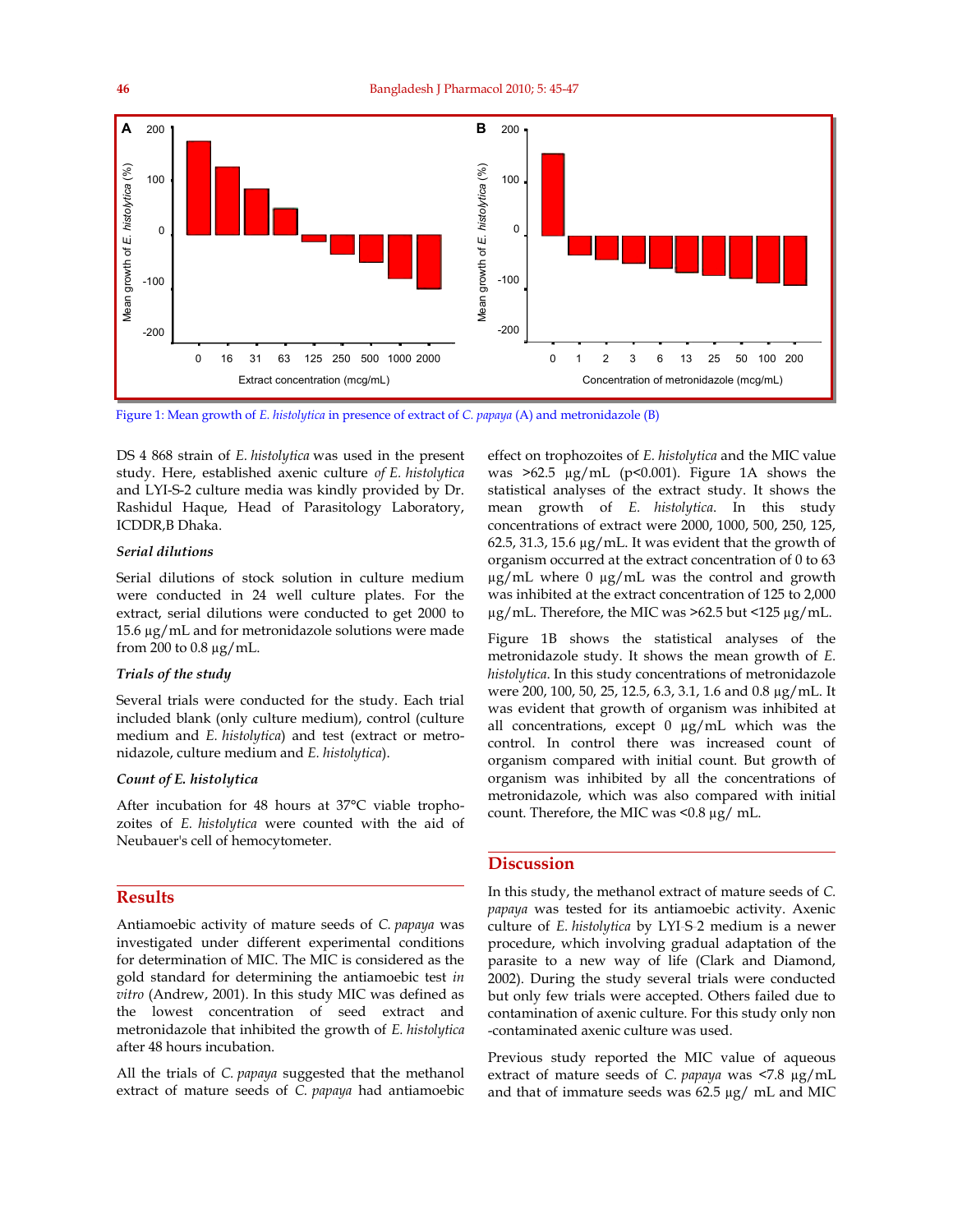Figure 1: Mean growth of *E. histolytica* in presence of extract of *C. papaya* (A) and metronidazole (B)

DS 4 868 strain of *E. histolytica* was used in the present study. Here, established axenic culture *of E. histolytica* and LYI-S-2 culture media was kindly provided by Dr. Rashidul Haque, Head of Parasitology Laboratory, ICDDR,B Dhaka.

### *Serial dilutions*

Serial dilutions of stock solution in culture medium were conducted in 24 well culture plates. For the extract, serial dilutions were conducted to get 2000 to 15.6 μg/mL and for metronidazole solutions were made from 200 to 0.8 μg/mL.

### *Trials of the study*

Several trials were conducted for the study. Each trial included blank (only culture medium), control (culture medium and *E. histolytica*) and test (extract or metronidazole, culture medium and *E. histolytica*).

### *Count of E. histolytica*

After incubation for 48 hours at 37°C viable trophozoites of *E. histolytica* were counted with the aid of Neubauer's cell of hemocytometer.

## Results

Antiamoebic activity of mature seeds of *C. papaya* was investigated under different experimental conditions for determination of MIC. The MIC is considered as the gold standard for determining the antiamoebic test *in vitro* (Andrew, 2001). In this study MIC was defined as the lowest concentration of seed extract and metronidazole that inhibited the growth of *E. histolytica* after 48 hours incubation.

All the trials of *C. papaya* suggested that the methanol extract of mature seeds of *C. papaya* had antiamoebic effect on trophozoites of *E. histolytica* and the MIC value was >62.5 μg/mL ($p<0.001$). Figure 1A shows the statistical analyses of the extract study. It shows the mean growth of *E. histolytica*. In this study concentrations of extract were 2000, 1000, 500, 250, 125, 62.5, 31.3, 15.6 μg/mL. It was evident that the growth of organism occurred at the extract concentration of 0 to 63 μg/mL where 0 μg/mL was the control and growth was inhibited at the extract concentration of 125 to 2,000 μg/mL. Therefore, the MIC was >62.5 but <125 μg/mL.

Figure 1B shows the statistical analyses of the metronidazole study. It shows the mean growth of *E. histolytica*. In this study concentrations of metronidazole were 200, 100, 50, 25, 12.5, 6.3, 3.1, 1.6 and 0.8 μg/mL. It was evident that growth of organism was inhibited at all concentrations, except 0 μg/mL which was the control. In control there was increased count of organism compared with initial count. But growth of organism was inhibited by all the concentrations of metronidazole, which was also compared with initial count. Therefore, the MIC was <0.8 μg/ mL.

## Discussion

In this study, the methanol extract of mature seeds of *C. papaya* was tested for its antiamoebic activity. Axenic culture of *E. histolytica* by LYI-S-2 medium is a newer procedure, which involving gradual adaptation of the parasite to a new way of life (Clark and Diamond, 2002). During the study several trials were conducted but only few trials were accepted. Others failed due to contamination of axenic culture. For this study only non -contaminated axenic culture was used.

Previous study reported the MIC value of aqueous extract of mature seeds of *C. papaya* was <7.8 μg/mL and that of immature seeds was 62.5 μg/ mL and MIC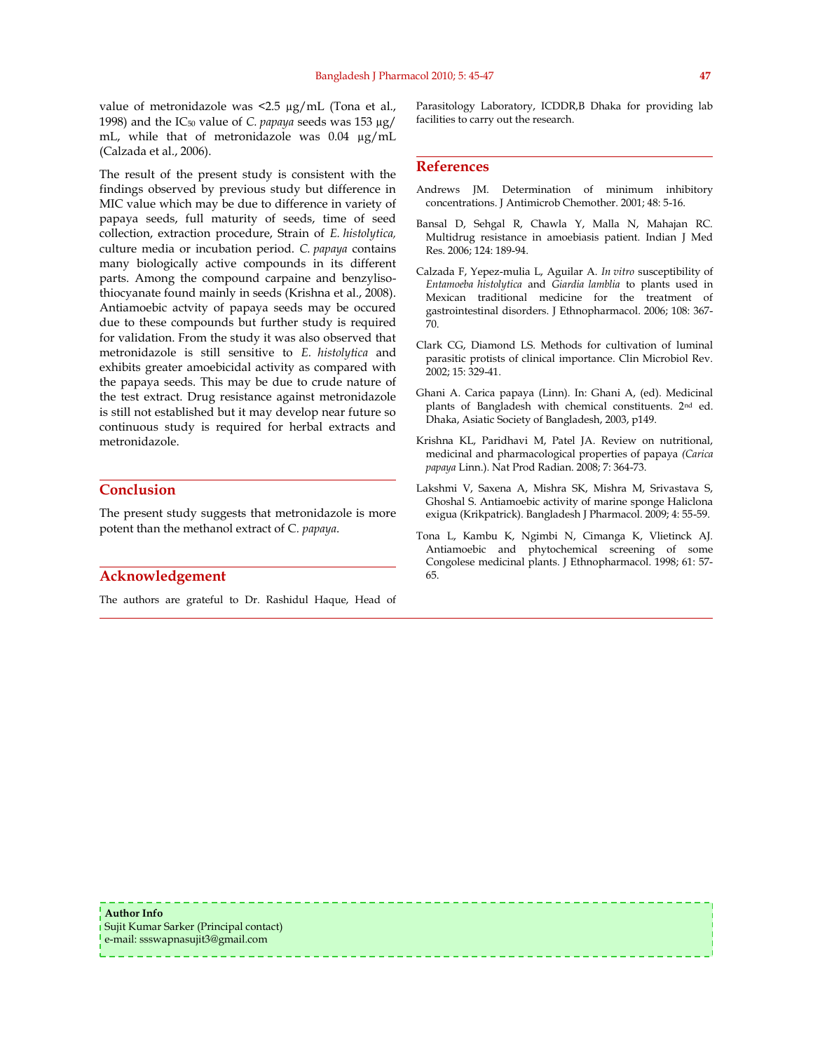value of metronidazole was <2.5 µg/mL (Tona et al., 1998) and the $IC_{50}$ value of *C. papaya* seeds was 153 µg/mL, while that of metronidazole was 0.04 µg/mL (Calzada et al., 2006).

The result of the present study is consistent with the findings observed by previous study but difference in MIC value which may be due to difference in variety of papaya seeds, full maturity of seeds, time of seed collection, extraction procedure, Strain of *E. histolytica,* culture media or incubation period. *C. papaya* contains many biologically active compounds in its different parts. Among the compound carpaine and benzylisothiocyanate found mainly in seeds (Krishna et al., 2008). Antiamoebic actvity of papaya seeds may be occured due to these compounds but further study is required for validation. From the study it was also observed that metronidazole is still sensitive to *E. histolytica* and exhibits greater amoebicidal activity as compared with the papaya seeds. This may be due to crude nature of the test extract. Drug resistance against metronidazole is still not established but it may develop near future so continuous study is required for herbal extracts and metronidazole.

## Conclusion

The present study suggests that metronidazole is more potent than the methanol extract of C. *papaya*.

## Acknowledgement

The authors are grateful to Dr. Rashidul Haque, Head of Parasitology Laboratory, ICDDR,B Dhaka for providing lab facilities to carry out the research.

## References

Andrews JM. Determination of minimum inhibitory concentrations. J Antimicrob Chemother. 2001; 48: 5-16.

Bansal D, Sehgal R, Chawla Y, Malla N, Mahajan RC. Multidrug resistance in amoebiasis patient. Indian J Med Res. 2006; 124: 189-94.

Calzada F, Yepez-mulia L, Aguilar A. *In vitro* susceptibility of *Entamoeba histolytica* and *Giardia lamblia* to plants used in Mexican traditional medicine for the treatment of gastrointestinal disorders. J Ethnopharmacol. 2006; 108: 367-70.

Clark CG, Diamond LS. Methods for cultivation of luminal parasitic protists of clinical importance. Clin Microbiol Rev. 2002; 15: 329-41.

Ghani A. Carica papaya (Linn). In: Ghani A, (ed). Medicinal plants of Bangladesh with chemical constituents. 2nd ed. Dhaka, Asiatic Society of Bangladesh, 2003, p149.

Krishna KL, Paridhavi M, Patel JA. Review on nutritional, medicinal and pharmacological properties of papaya *(Carica papaya* Linn.). Nat Prod Radian. 2008; 7: 364-73.

Lakshmi V, Saxena A, Mishra SK, Mishra M, Srivastava S, Ghoshal S. Antiamoebic activity of marine sponge Haliclona exigua (Krikpatrick). Bangladesh J Pharmacol. 2009; 4: 55-59.

Tona L, Kambu K, Ngimbi N, Cimanga K, Vlietinck AJ. Antiamoebic and phytochemical screening of some Congolese medicinal plants. J Ethnopharmacol. 1998; 61: 57-65.

**Author Info**
Sujit Kumar Sarker (Principal contact)
e-mail: ssswapnasujit3@gmail.com